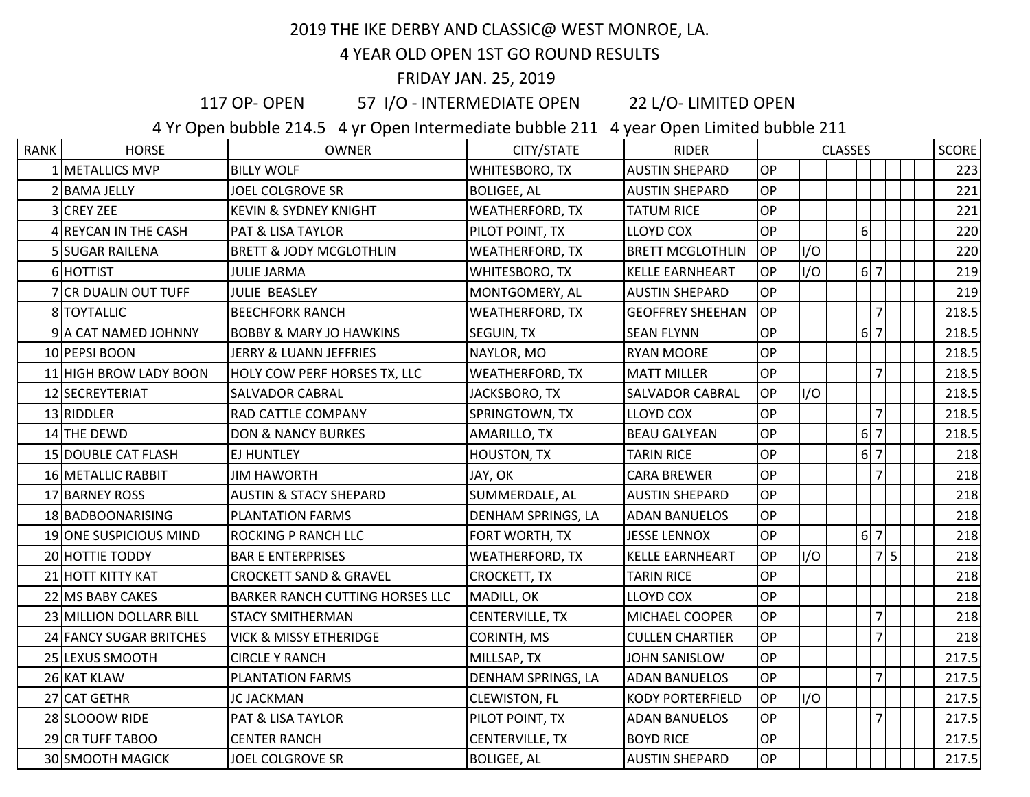# 2019 THE IKE DERBY AND CLASSIC@ WEST MONROE, LA.

## 4 YEAR OLD OPEN 1ST GO ROUND RESULTS

### FRIDAY JAN. 25, 2019

117 OP- OPEN 57 I/O - INTERMEDIATE OPEN 22 L/O- LIMITED OPEN

4 Yr Open bubble 214.5 4 yr Open Intermediate bubble 211 4 year Open Limited bubble 211

| RANK | HORSE | OWNER | CITY/STATE | RIDER | CLASSES | | | | | | | | SCORE |
|---|---|---|---|---|---|---|---|---|---|---|---|---|---|
| 1 | METALLICS MVP | BILLY WOLF | WHITESBORO, TX | AUSTIN SHEPARD | OP | | | | | | | | 223 |
| 2 | BAMA JELLY | JOEL COLGROVE SR | BOLIGEE, AL | AUSTIN SHEPARD | OP | | | | | | | | 221 |
| 3 | CREY ZEE | KEVIN & SYDNEY KNIGHT | WEATHERFORD, TX | TATUM RICE | OP | | | | | | | | 221 |
| 4 | REYCAN IN THE CASH | PAT & LISA TAYLOR | PILOT POINT, TX | LLOYD COX | OP | | | 6 | | | | | 220 |
| 5 | SUGAR RAILENA | BRETT & JODY MCGLOTHLIN | WEATHERFORD, TX | BRETT MCGLOTHLIN | OP | I/O | | | | | | | 220 |
| 6 | HOTTIST | JULIE JARMA | WHITESBORO, TX | KELLE EARNHEART | OP | I/O | | 6 | 7 | | | | 219 |
| 7 | CR DUALIN OUT TUFF | JULIE BEASLEY | MONTGOMERY, AL | AUSTIN SHEPARD | OP | | | | | | | | 219 |
| 8 | TOYTALLIC | BEECHFORK RANCH | WEATHERFORD, TX | GEOFFREY SHEEHAN | OP | | | | 7 | | | | 218.5 |
| 9 | A CAT NAMED JOHNNY | BOBBY & MARY JO HAWKINS | SEGUIN, TX | SEAN FLYNN | OP | | | 6 | 7 | | | | 218.5 |
| 10 | PEPSI BOON | JERRY & LUANN JEFFRIES | NAYLOR, MO | RYAN MOORE | OP | | | | | | | | 218.5 |
| 11 | HIGH BROW LADY BOON | HOLY COW PERF HORSES TX, LLC | WEATHERFORD, TX | MATT MILLER | OP | | | | 7 | | | | 218.5 |
| 12 | SECREYTERIAT | SALVADOR CABRAL | JACKSBORO, TX | SALVADOR CABRAL | OP | I/O | | | | | | | 218.5 |
| 13 | RIDDLER | RAD CATTLE COMPANY | SPRINGTOWN, TX | LLOYD COX | OP | | | | 7 | | | | 218.5 |
| 14 | THE DEWD | DON & NANCY BURKES | AMARILLO, TX | BEAU GALYEAN | OP | | | 6 | 7 | | | | 218.5 |
| 15 | DOUBLE CAT FLASH | EJ HUNTLEY | HOUSTON, TX | TARIN RICE | OP | | | 6 | 7 | | | | 218 |
| 16 | METALLIC RABBIT | JIM HAWORTH | JAY, OK | CARA BREWER | OP | | | | 7 | | | | 218 |
| 17 | BARNEY ROSS | AUSTIN & STACY SHEPARD | SUMMERDALE, AL | AUSTIN SHEPARD | OP | | | | | | | | 218 |
| 18 | BADBOONARISING | PLANTATION FARMS | DENHAM SPRINGS, LA | ADAN BANUELOS | OP | | | | | | | | 218 |
| 19 | ONE SUSPICIOUS MIND | ROCKING P RANCH LLC | FORT WORTH, TX | JESSE LENNOX | OP | | | 6 | 7 | | | | 218 |
| 20 | HOTTIE TODDY | BAR E ENTERPRISES | WEATHERFORD, TX | KELLE EARNHEART | OP | I/O | | | 7 | 5 | | | 218 |
| 21 | HOTT KITTY KAT | CROCKETT SAND & GRAVEL | CROCKETT, TX | TARIN RICE | OP | | | | | | | | 218 |
| 22 | MS BABY CAKES | BARKER RANCH CUTTING HORSES LLC | MADILL, OK | LLOYD COX | OP | | | | | | | | 218 |
| 23 | MILLION DOLLARR BILL | STACY SMITHERMAN | CENTERVILLE, TX | MICHAEL COOPER | OP | | | | 7 | | | | 218 |
| 24 | FANCY SUGAR BRITCHES | VICK & MISSY ETHERIDGE | CORINTH, MS | CULLEN CHARTIER | OP | | | | 7 | | | | 218 |
| 25 | LEXUS SMOOTH | CIRCLE Y RANCH | MILLSAP, TX | JOHN SANISLOW | OP | | | | | | | | 217.5 |
| 26 | KAT KLAW | PLANTATION FARMS | DENHAM SPRINGS, LA | ADAN BANUELOS | OP | | | | 7 | | | | 217.5 |
| 27 | CAT GETHR | JC JACKMAN | CLEWISTON, FL | KODY PORTERFIELD | OP | I/O | | | | | | | 217.5 |
| 28 | SLOOOW RIDE | PAT & LISA TAYLOR | PILOT POINT, TX | ADAN BANUELOS | OP | | | | 7 | | | | 217.5 |
| 29 | CR TUFF TABOO | CENTER RANCH | CENTERVILLE, TX | BOYD RICE | OP | | | | | | | | 217.5 |
| 30 | SMOOTH MAGICK | JOEL COLGROVE SR | BOLIGEE, AL | AUSTIN SHEPARD | OP | | | | | | | | 217.5 |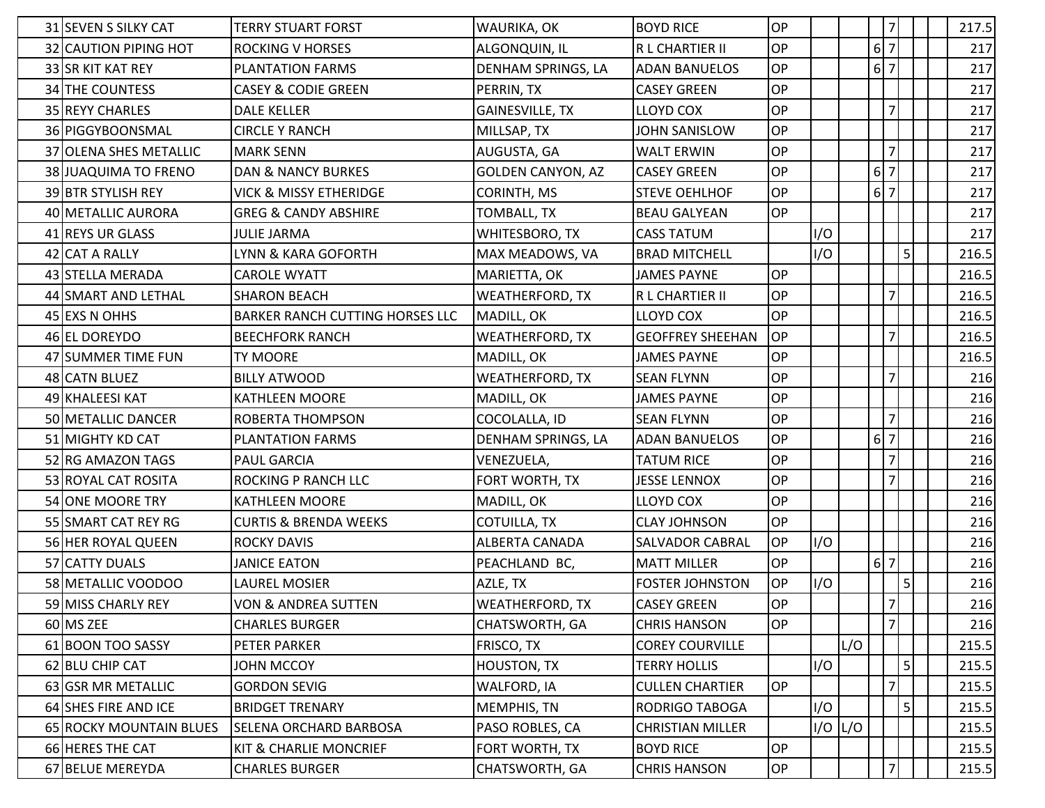| | | | | | | | | | | | | | |
|---|---|---|---|---|---|---|---|---|---|---|---|---|---|
| 31 | SEVEN S SILKY CAT | TERRY STUART FORST | WAURIKA, OK | BOYD RICE | OP | | | | 7 | | | | 217.5 |
| 32 | CAUTION PIPING HOT | ROCKING V HORSES | ALGONQUIN, IL | R L CHARTIER II | OP | | | 6 | 7 | | | | 217 |
| 33 | SR KIT KAT REY | PLANTATION FARMS | DENHAM SPRINGS, LA | ADAN BANUELOS | OP | | | 6 | 7 | | | | 217 |
| 34 | THE COUNTESS | CASEY & CODIE GREEN | PERRIN, TX | CASEY GREEN | OP | | | | | | | | 217 |
| 35 | REYY CHARLES | DALE KELLER | GAINESVILLE, TX | LLOYD COX | OP | | | | 7 | | | | 217 |
| 36 | PIGGYBOONSMAL | CIRCLE Y RANCH | MILLSAP, TX | JOHN SANISLOW | OP | | | | | | | | 217 |
| 37 | OLENA SHES METALLIC | MARK SENN | AUGUSTA, GA | WALT ERWIN | OP | | | | 7 | | | | 217 |
| 38 | JUAQUIMA TO FRENO | DAN & NANCY BURKES | GOLDEN CANYON, AZ | CASEY GREEN | OP | | | 6 | 7 | | | | 217 |
| 39 | BTR STYLISH REY | VICK & MISSY ETHERIDGE | CORINTH, MS | STEVE OEHLHOF | OP | | | 6 | 7 | | | | 217 |
| 40 | METALLIC AURORA | GREG & CANDY ABSHIRE | TOMBALL, TX | BEAU GALYEAN | OP | | | | | | | | 217 |
| 41 | REYS UR GLASS | JULIE JARMA | WHITESBORO, TX | CASS TATUM | | I/O | | | | | | | 217 |
| 42 | CAT A RALLY | LYNN & KARA GOFORTH | MAX MEADOWS, VA | BRAD MITCHELL | | I/O | | | | 5 | | | 216.5 |
| 43 | STELLA MERADA | CAROLE WYATT | MARIETTA, OK | JAMES PAYNE | OP | | | | | | | | 216.5 |
| 44 | SMART AND LETHAL | SHARON BEACH | WEATHERFORD, TX | R L CHARTIER II | OP | | | | 7 | | | | 216.5 |
| 45 | EXS N OHHS | BARKER RANCH CUTTING HORSES LLC | MADILL, OK | LLOYD COX | OP | | | | | | | | 216.5 |
| 46 | EL DOREYDO | BEECHFORK RANCH | WEATHERFORD, TX | GEOFFREY SHEEHAN | OP | | | | 7 | | | | 216.5 |
| 47 | SUMMER TIME FUN | TY MOORE | MADILL, OK | JAMES PAYNE | OP | | | | | | | | 216.5 |
| 48 | CATN BLUEZ | BILLY ATWOOD | WEATHERFORD, TX | SEAN FLYNN | OP | | | | 7 | | | | 216 |
| 49 | KHALEESI KAT | KATHLEEN MOORE | MADILL, OK | JAMES PAYNE | OP | | | | | | | | 216 |
| 50 | METALLIC DANCER | ROBERTA THOMPSON | COCOLALLA, ID | SEAN FLYNN | OP | | | | 7 | | | | 216 |
| 51 | MIGHTY KD CAT | PLANTATION FARMS | DENHAM SPRINGS, LA | ADAN BANUELOS | OP | | | 6 | 7 | | | | 216 |
| 52 | RG AMAZON TAGS | PAUL GARCIA | VENEZUELA, | TATUM RICE | OP | | | | 7 | | | | 216 |
| 53 | ROYAL CAT ROSITA | ROCKING P RANCH LLC | FORT WORTH, TX | JESSE LENNOX | OP | | | | 7 | | | | 216 |
| 54 | ONE MOORE TRY | KATHLEEN MOORE | MADILL, OK | LLOYD COX | OP | | | | | | | | 216 |
| 55 | SMART CAT REY RG | CURTIS & BRENDA WEEKS | COTUILLA, TX | CLAY JOHNSON | OP | | | | | | | | 216 |
| 56 | HER ROYAL QUEEN | ROCKY DAVIS | ALBERTA CANADA | SALVADOR CABRAL | OP | I/O | | | | | | | 216 |
| 57 | CATTY DUALS | JANICE EATON | PEACHLAND BC, | MATT MILLER | OP | | | 6 | 7 | | | | 216 |
| 58 | METALLIC VOODOO | LAUREL MOSIER | AZLE, TX | FOSTER JOHNSTON | OP | I/O | | | | 5 | | | 216 |
| 59 | MISS CHARLY REY | VON & ANDREA SUTTEN | WEATHERFORD, TX | CASEY GREEN | OP | | | | 7 | | | | 216 |
| 60 | MS ZEE | CHARLES BURGER | CHATSWORTH, GA | CHRIS HANSON | OP | | | | 7 | | | | 216 |
| 61 | BOON TOO SASSY | PETER PARKER | FRISCO, TX | COREY COURVILLE | | | L/O | | | | | | 215.5 |
| 62 | BLU CHIP CAT | JOHN MCCOY | HOUSTON, TX | TERRY HOLLIS | | I/O | | | | 5 | | | 215.5 |
| 63 | GSR MR METALLIC | GORDON SEVIG | WALFORD, IA | CULLEN CHARTIER | OP | | | | 7 | | | | 215.5 |
| 64 | SHES FIRE AND ICE | BRIDGET TRENARY | MEMPHIS, TN | RODRIGO TABOGA | | I/O | | | | 5 | | | 215.5 |
| 65 | ROCKY MOUNTAIN BLUES | SELENA ORCHARD BARBOSA | PASO ROBLES, CA | CHRISTIAN MILLER | | I/O | L/O | | | | | | 215.5 |
| 66 | HERES THE CAT | KIT & CHARLIE MONCRIEF | FORT WORTH, TX | BOYD RICE | OP | | | | | | | | 215.5 |
| 67 | BELUE MEREYDA | CHARLES BURGER | CHATSWORTH, GA | CHRIS HANSON | OP | | | | 7 | | | | 215.5 |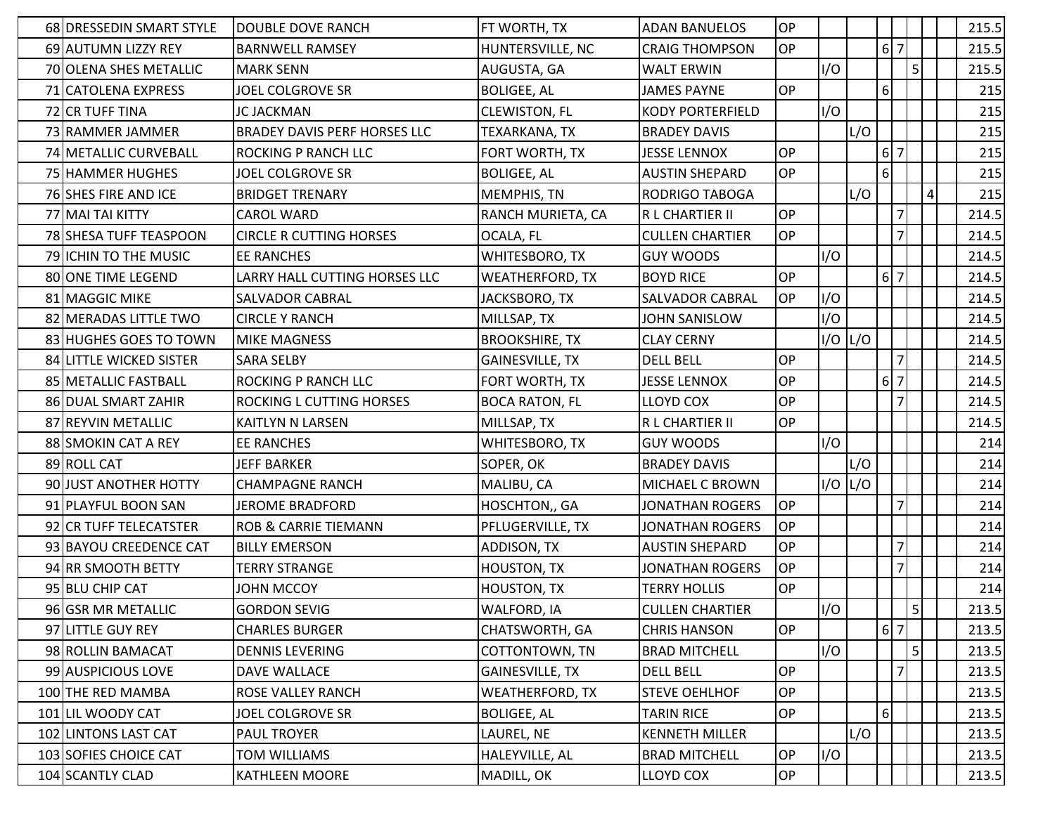| | | | | | | | | | | | | | |
|---|---|---|---|---|---|---|---|---|---|---|---|---|---|
| 68 | DRESSEDIN SMART STYLE | DOUBLE DOVE RANCH | FT WORTH, TX | ADAN BANUELOS | OP | | | | | | | | 215.5 |
| 69 | AUTUMN LIZZY REY | BARNWELL RAMSEY | HUNTERSVILLE, NC | CRAIG THOMPSON | OP | | | 6 | 7 | | | | 215.5 |
| 70 | OLENA SHES METALLIC | MARK SENN | AUGUSTA, GA | WALT ERWIN | | I/O | | | | 5 | | | 215.5 |
| 71 | CATOLENA EXPRESS | JOEL COLGROVE SR | BOLIGEE, AL | JAMES PAYNE | OP | | | 6 | | | | | 215 |
| 72 | CR TUFF TINA | JC JACKMAN | CLEWISTON, FL | KODY PORTERFIELD | | I/O | | | | | | | 215 |
| 73 | RAMMER JAMMER | BRADEY DAVIS PERF HORSES LLC | TEXARKANA, TX | BRADEY DAVIS | | | L/O | | | | | | 215 |
| 74 | METALLIC CURVEBALL | ROCKING P RANCH LLC | FORT WORTH, TX | JESSE LENNOX | OP | | | 6 | 7 | | | | 215 |
| 75 | HAMMER HUGHES | JOEL COLGROVE SR | BOLIGEE, AL | AUSTIN SHEPARD | OP | | | 6 | | | | | 215 |
| 76 | SHES FIRE AND ICE | BRIDGET TRENARY | MEMPHIS, TN | RODRIGO TABOGA | | | L/O | | | | 4 | | 215 |
| 77 | MAI TAI KITTY | CAROL WARD | RANCH MURIETA, CA | R L CHARTIER II | OP | | | | 7 | | | | 214.5 |
| 78 | SHESA TUFF TEASPOON | CIRCLE R CUTTING HORSES | OCALA, FL | CULLEN CHARTIER | OP | | | | 7 | | | | 214.5 |
| 79 | ICHIN TO THE MUSIC | EE RANCHES | WHITESBORO, TX | GUY WOODS | | I/O | | | | | | | 214.5 |
| 80 | ONE TIME LEGEND | LARRY HALL CUTTING HORSES LLC | WEATHERFORD, TX | BOYD RICE | OP | | | 6 | 7 | | | | 214.5 |
| 81 | MAGGIC MIKE | SALVADOR CABRAL | JACKSBORO, TX | SALVADOR CABRAL | OP | I/O | | | | | | | 214.5 |
| 82 | MERADAS LITTLE TWO | CIRCLE Y RANCH | MILLSAP, TX | JOHN SANISLOW | | I/O | | | | | | | 214.5 |
| 83 | HUGHES GOES TO TOWN | MIKE MAGNESS | BROOKSHIRE, TX | CLAY CERNY | | I/O | L/O | | | | | | 214.5 |
| 84 | LITTLE WICKED SISTER | SARA SELBY | GAINESVILLE, TX | DELL BELL | OP | | | | 7 | | | | 214.5 |
| 85 | METALLIC FASTBALL | ROCKING P RANCH LLC | FORT WORTH, TX | JESSE LENNOX | OP | | | 6 | 7 | | | | 214.5 |
| 86 | DUAL SMART ZAHIR | ROCKING L CUTTING HORSES | BOCA RATON, FL | LLOYD COX | OP | | | | 7 | | | | 214.5 |
| 87 | REYVIN METALLIC | KAITLYN N LARSEN | MILLSAP, TX | R L CHARTIER II | OP | | | | | | | | 214.5 |
| 88 | SMOKIN CAT A REY | EE RANCHES | WHITESBORO, TX | GUY WOODS | | I/O | | | | | | | 214 |
| 89 | ROLL CAT | JEFF BARKER | SOPER, OK | BRADEY DAVIS | | | L/O | | | | | | 214 |
| 90 | JUST ANOTHER HOTTY | CHAMPAGNE RANCH | MALIBU, CA | MICHAEL C BROWN | | I/O | L/O | | | | | | 214 |
| 91 | PLAYFUL BOON SAN | JEROME BRADFORD | HOSCHTON,, GA | JONATHAN ROGERS | OP | | | | 7 | | | | 214 |
| 92 | CR TUFF TELECATSTER | ROB & CARRIE TIEMANN | PFLUGERVILLE, TX | JONATHAN ROGERS | OP | | | | | | | | 214 |
| 93 | BAYOU CREEDENCE CAT | BILLY EMERSON | ADDISON, TX | AUSTIN SHEPARD | OP | | | | 7 | | | | 214 |
| 94 | RR SMOOTH BETTY | TERRY STRANGE | HOUSTON, TX | JONATHAN ROGERS | OP | | | | 7 | | | | 214 |
| 95 | BLU CHIP CAT | JOHN MCCOY | HOUSTON, TX | TERRY HOLLIS | OP | | | | | | | | 214 |
| 96 | GSR MR METALLIC | GORDON SEVIG | WALFORD, IA | CULLEN CHARTIER | | I/O | | | | 5 | | | 213.5 |
| 97 | LITTLE GUY REY | CHARLES BURGER | CHATSWORTH, GA | CHRIS HANSON | OP | | | 6 | 7 | | | | 213.5 |
| 98 | ROLLIN BAMACAT | DENNIS LEVERING | COTTONTOWN, TN | BRAD MITCHELL | | I/O | | | | 5 | | | 213.5 |
| 99 | AUSPICIOUS LOVE | DAVE WALLACE | GAINESVILLE, TX | DELL BELL | OP | | | | 7 | | | | 213.5 |
| 100 | THE RED MAMBA | ROSE VALLEY RANCH | WEATHERFORD, TX | STEVE OEHLHOF | OP | | | | | | | | 213.5 |
| 101 | LIL WOODY CAT | JOEL COLGROVE SR | BOLIGEE, AL | TARIN RICE | OP | | | 6 | | | | | 213.5 |
| 102 | LINTONS LAST CAT | PAUL TROYER | LAUREL, NE | KENNETH MILLER | | | L/O | | | | | | 213.5 |
| 103 | SOFIES CHOICE CAT | TOM WILLIAMS | HALEYVILLE, AL | BRAD MITCHELL | OP | I/O | | | | | | | 213.5 |
| 104 | SCANTLY CLAD | KATHLEEN MOORE | MADILL, OK | LLOYD COX | OP | | | | | | | | 213.5 |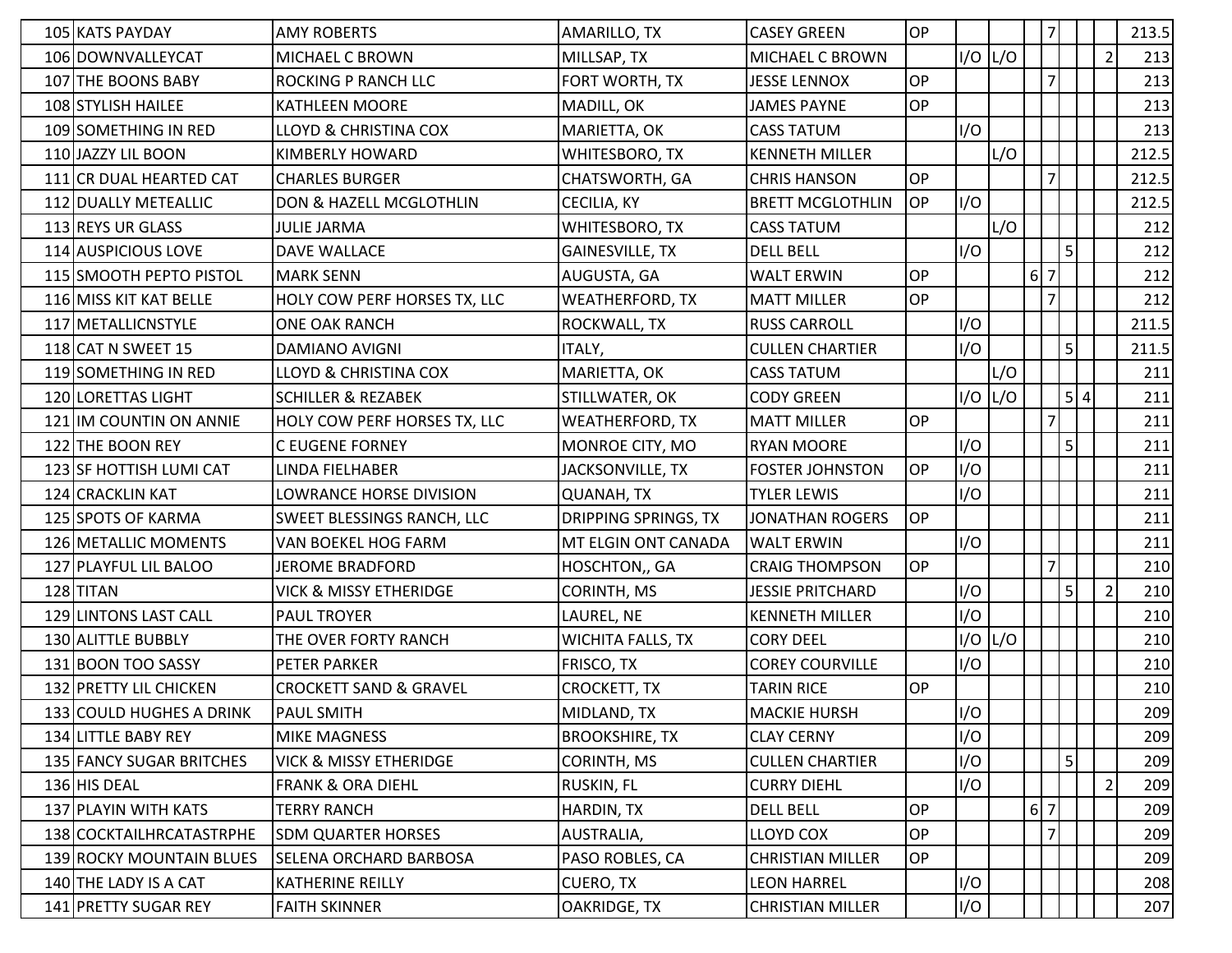| | | | | | | | | | | | | | |
|---|---|---|---|---|---|---|---|---|---|---|---|---|---|
| 105 | KATS PAYDAY | AMY ROBERTS | AMARILLO, TX | CASEY GREEN | OP | | | | 7 | | | | 213.5 |
| 106 | DOWNVALLEYCAT | MICHAEL C BROWN | MILLSAP, TX | MICHAEL C BROWN | | I/O | L/O | | | | | 2 | 213 |
| 107 | THE BOONS BABY | ROCKING P RANCH LLC | FORT WORTH, TX | JESSE LENNOX | OP | | | | 7 | | | | 213 |
| 108 | STYLISH HAILEE | KATHLEEN MOORE | MADILL, OK | JAMES PAYNE | OP | | | | | | | | 213 |
| 109 | SOMETHING IN RED | LLOYD & CHRISTINA COX | MARIETTA, OK | CASS TATUM | | I/O | | | | | | | 213 |
| 110 | JAZZY LIL BOON | KIMBERLY HOWARD | WHITESBORO, TX | KENNETH MILLER | | | L/O | | | | | | 212.5 |
| 111 | CR DUAL HEARTED CAT | CHARLES BURGER | CHATSWORTH, GA | CHRIS HANSON | OP | | | | 7 | | | | 212.5 |
| 112 | DUALLY METEALLIC | DON & HAZELL MCGLOTHLIN | CECILIA, KY | BRETT MCGLOTHLIN | OP | I/O | | | | | | | 212.5 |
| 113 | REYS UR GLASS | JULIE JARMA | WHITESBORO, TX | CASS TATUM | | | L/O | | | | | | 212 |
| 114 | AUSPICIOUS LOVE | DAVE WALLACE | GAINESVILLE, TX | DELL BELL | | I/O | | | | 5 | | | 212 |
| 115 | SMOOTH PEPTO PISTOL | MARK SENN | AUGUSTA, GA | WALT ERWIN | OP | | | 6 | 7 | | | | 212 |
| 116 | MISS KIT KAT BELLE | HOLY COW PERF HORSES TX, LLC | WEATHERFORD, TX | MATT MILLER | OP | | | | 7 | | | | 212 |
| 117 | METALLICNSTYLE | ONE OAK RANCH | ROCKWALL, TX | RUSS CARROLL | | I/O | | | | | | | 211.5 |
| 118 | CAT N SWEET 15 | DAMIANO AVIGNI | ITALY, | CULLEN CHARTIER | | I/O | | | | 5 | | | 211.5 |
| 119 | SOMETHING IN RED | LLOYD & CHRISTINA COX | MARIETTA, OK | CASS TATUM | | | L/O | | | | | | 211 |
| 120 | LORETTAS LIGHT | SCHILLER & REZABEK | STILLWATER, OK | CODY GREEN | | I/O | L/O | | | 5 | 4 | | 211 |
| 121 | IM COUNTIN ON ANNIE | HOLY COW PERF HORSES TX, LLC | WEATHERFORD, TX | MATT MILLER | OP | | | | 7 | | | | 211 |
| 122 | THE BOON REY | C EUGENE FORNEY | MONROE CITY, MO | RYAN MOORE | | I/O | | | | 5 | | | 211 |
| 123 | SF HOTTISH LUMI CAT | LINDA FIELHABER | JACKSONVILLE, TX | FOSTER JOHNSTON | OP | I/O | | | | | | | 211 |
| 124 | CRACKLIN KAT | LOWRANCE HORSE DIVISION | QUANAH, TX | TYLER LEWIS | | I/O | | | | | | | 211 |
| 125 | SPOTS OF KARMA | SWEET BLESSINGS RANCH, LLC | DRIPPING SPRINGS, TX | JONATHAN ROGERS | OP | | | | | | | | 211 |
| 126 | METALLIC MOMENTS | VAN BOEKEL HOG FARM | MT ELGIN ONT CANADA | WALT ERWIN | | I/O | | | | | | | 211 |
| 127 | PLAYFUL LIL BALOO | JEROME BRADFORD | HOSCHTON,, GA | CRAIG THOMPSON | OP | | | | 7 | | | | 210 |
| 128 | TITAN | VICK & MISSY ETHERIDGE | CORINTH, MS | JESSIE PRITCHARD | | I/O | | | | 5 | | 2 | 210 |
| 129 | LINTONS LAST CALL | PAUL TROYER | LAUREL, NE | KENNETH MILLER | | I/O | | | | | | | 210 |
| 130 | ALITTLE BUBBLY | THE OVER FORTY RANCH | WICHITA FALLS, TX | CORY DEEL | | I/O | L/O | | | | | | 210 |
| 131 | BOON TOO SASSY | PETER PARKER | FRISCO, TX | COREY COURVILLE | | I/O | | | | | | | 210 |
| 132 | PRETTY LIL CHICKEN | CROCKETT SAND & GRAVEL | CROCKETT, TX | TARIN RICE | OP | | | | | | | | 210 |
| 133 | COULD HUGHES A DRINK | PAUL SMITH | MIDLAND, TX | MACKIE HURSH | | I/O | | | | | | | 209 |
| 134 | LITTLE BABY REY | MIKE MAGNESS | BROOKSHIRE, TX | CLAY CERNY | | I/O | | | | | | | 209 |
| 135 | FANCY SUGAR BRITCHES | VICK & MISSY ETHERIDGE | CORINTH, MS | CULLEN CHARTIER | | I/O | | | | 5 | | | 209 |
| 136 | HIS DEAL | FRANK & ORA DIEHL | RUSKIN, FL | CURRY DIEHL | | I/O | | | | | | 2 | 209 |
| 137 | PLAYIN WITH KATS | TERRY RANCH | HARDIN, TX | DELL BELL | OP | | | 6 | 7 | | | | 209 |
| 138 | COCKTAILHRCATASTRPHE | SDM QUARTER HORSES | AUSTRALIA, | LLOYD COX | OP | | | | 7 | | | | 209 |
| 139 | ROCKY MOUNTAIN BLUES | SELENA ORCHARD BARBOSA | PASO ROBLES, CA | CHRISTIAN MILLER | OP | | | | | | | | 209 |
| 140 | THE LADY IS A CAT | KATHERINE REILLY | CUERO, TX | LEON HARREL | | I/O | | | | | | | 208 |
| 141 | PRETTY SUGAR REY | FAITH SKINNER | OAKRIDGE, TX | CHRISTIAN MILLER | | I/O | | | | | | | 207 |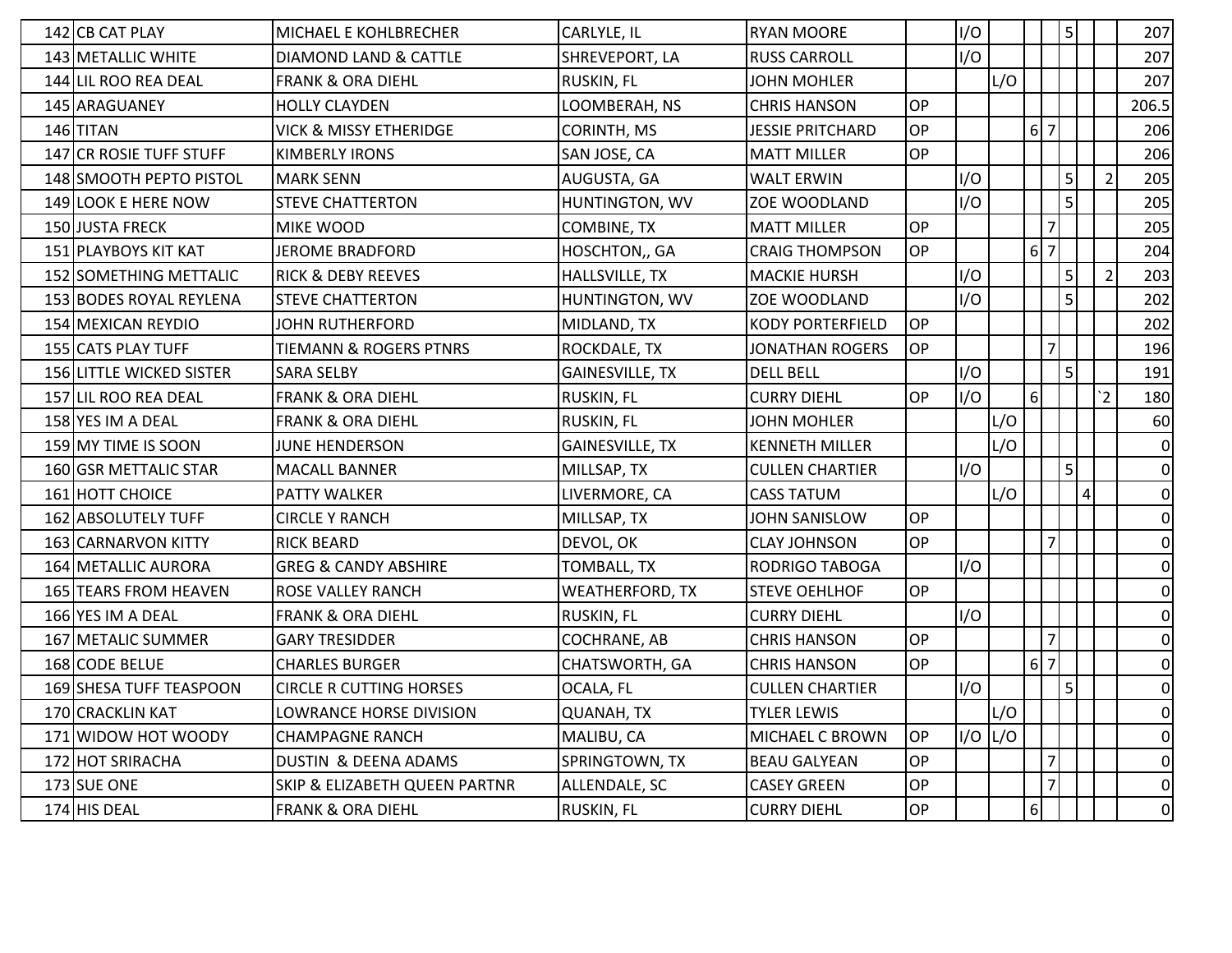| | | | | | | | | | | | | | |
|---|---|---|---|---|---|---|---|---|---|---|---|---|---|
| 142 | CB CAT PLAY | MICHAEL E KOHLBRECHER | CARLYLE, IL | RYAN MOORE | | I/O | | | | 5 | | | 207 |
| 143 | METALLIC WHITE | DIAMOND LAND & CATTLE | SHREVEPORT, LA | RUSS CARROLL | | I/O | | | | | | | 207 |
| 144 | LIL ROO REA DEAL | FRANK & ORA DIEHL | RUSKIN, FL | JOHN MOHLER | | | L/O | | | | | | 207 |
| 145 | ARAGUANEY | HOLLY CLAYDEN | LOOMBERAH, NS | CHRIS HANSON | OP | | | | | | | | 206.5 |
| 146 | TITAN | VICK & MISSY ETHERIDGE | CORINTH, MS | JESSIE PRITCHARD | OP | | | 6 | 7 | | | | 206 |
| 147 | CR ROSIE TUFF STUFF | KIMBERLY IRONS | SAN JOSE, CA | MATT MILLER | OP | | | | | | | | 206 |
| 148 | SMOOTH PEPTO PISTOL | MARK SENN | AUGUSTA, GA | WALT ERWIN | | I/O | | | | 5 | | 2 | 205 |
| 149 | LOOK E HERE NOW | STEVE CHATTERTON | HUNTINGTON, WV | ZOE WOODLAND | | I/O | | | | 5 | | | 205 |
| 150 | JUSTA FRECK | MIKE WOOD | COMBINE, TX | MATT MILLER | OP | | | | 7 | | | | 205 |
| 151 | PLAYBOYS KIT KAT | JEROME BRADFORD | HOSCHTON,, GA | CRAIG THOMPSON | OP | | | 6 | 7 | | | | 204 |
| 152 | SOMETHING METTALIC | RICK & DEBY REEVES | HALLSVILLE, TX | MACKIE HURSH | | I/O | | | | 5 | | 2 | 203 |
| 153 | BODES ROYAL REYLENA | STEVE CHATTERTON | HUNTINGTON, WV | ZOE WOODLAND | | I/O | | | | 5 | | | 202 |
| 154 | MEXICAN REYDIO | JOHN RUTHERFORD | MIDLAND, TX | KODY PORTERFIELD | OP | | | | | | | | 202 |
| 155 | CATS PLAY TUFF | TIEMANN & ROGERS PTNRS | ROCKDALE, TX | JONATHAN ROGERS | OP | | | | 7 | | | | 196 |
| 156 | LITTLE WICKED SISTER | SARA SELBY | GAINESVILLE, TX | DELL BELL | | I/O | | | | 5 | | | 191 |
| 157 | LIL ROO REA DEAL | FRANK & ORA DIEHL | RUSKIN, FL | CURRY DIEHL | OP | I/O | | 6 | | | | `2 | 180 |
| 158 | YES IM A DEAL | FRANK & ORA DIEHL | RUSKIN, FL | JOHN MOHLER | | | L/O | | | | | | 60 |
| 159 | MY TIME IS SOON | JUNE HENDERSON | GAINESVILLE, TX | KENNETH MILLER | | | L/O | | | | | | 0 |
| 160 | GSR METTALIC STAR | MACALL BANNER | MILLSAP, TX | CULLEN CHARTIER | | I/O | | | | 5 | | | 0 |
| 161 | HOTT CHOICE | PATTY WALKER | LIVERMORE, CA | CASS TATUM | | | L/O | | | | 4 | | 0 |
| 162 | ABSOLUTELY TUFF | CIRCLE Y RANCH | MILLSAP, TX | JOHN SANISLOW | OP | | | | | | | | 0 |
| 163 | CARNARVON KITTY | RICK BEARD | DEVOL, OK | CLAY JOHNSON | OP | | | | 7 | | | | 0 |
| 164 | METALLIC AURORA | GREG & CANDY ABSHIRE | TOMBALL, TX | RODRIGO TABOGA | | I/O | | | | | | | 0 |
| 165 | TEARS FROM HEAVEN | ROSE VALLEY RANCH | WEATHERFORD, TX | STEVE OEHLHOF | OP | | | | | | | | 0 |
| 166 | YES IM A DEAL | FRANK & ORA DIEHL | RUSKIN, FL | CURRY DIEHL | | I/O | | | | | | | 0 |
| 167 | METALIC SUMMER | GARY TRESIDDER | COCHRANE, AB | CHRIS HANSON | OP | | | | 7 | | | | 0 |
| 168 | CODE BELUE | CHARLES BURGER | CHATSWORTH, GA | CHRIS HANSON | OP | | | 6 | 7 | | | | 0 |
| 169 | SHESA TUFF TEASPOON | CIRCLE R CUTTING HORSES | OCALA, FL | CULLEN CHARTIER | | I/O | | | | 5 | | | 0 |
| 170 | CRACKLIN KAT | LOWRANCE HORSE DIVISION | QUANAH, TX | TYLER LEWIS | | | L/O | | | | | | 0 |
| 171 | WIDOW HOT WOODY | CHAMPAGNE RANCH | MALIBU, CA | MICHAEL C BROWN | OP | I/O | L/O | | | | | | 0 |
| 172 | HOT SRIRACHA | DUSTIN & DEENA ADAMS | SPRINGTOWN, TX | BEAU GALYEAN | OP | | | | 7 | | | | 0 |
| 173 | SUE ONE | SKIP & ELIZABETH QUEEN PARTNR | ALLENDALE, SC | CASEY GREEN | OP | | | | 7 | | | | 0 |
| 174 | HIS DEAL | FRANK & ORA DIEHL | RUSKIN, FL | CURRY DIEHL | OP | | | 6 | | | | | 0 |